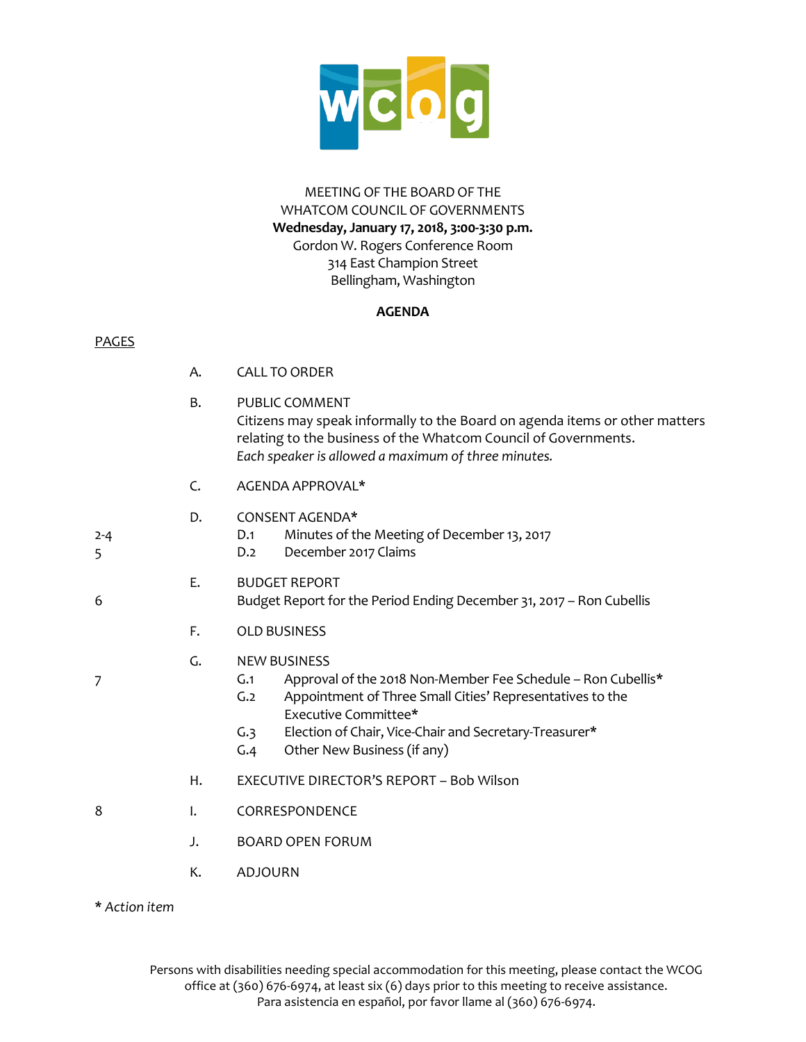wcog

MEETING OF THE BOARD OF THE
WHATCOM COUNCIL OF GOVERNMENTS
**Wednesday, January 17, 2018, 3:00-3:30 p.m.**
Gordon W. Rogers Conference Room
314 East Champion Street
Bellingham, Washington

**AGENDA**

| PAGES | | |
|---|---|---|
| | A. | CALL TO ORDER |
| | B. | PUBLIC COMMENT<br>Citizens may speak informally to the Board on agenda items or other matters relating to the business of the Whatcom Council of Governments.<br>*Each speaker is allowed a maximum of three minutes.* |
| | C. | AGENDA APPROVAL* |
| | D. | CONSENT AGENDA* |
| 2-4 | | D.1 Minutes of the Meeting of December 13, 2017 |
| 5 | | D.2 December 2017 Claims |
| | E. | BUDGET REPORT |
| 6 | | Budget Report for the Period Ending December 31, 2017 – Ron Cubellis |
| | F. | OLD BUSINESS |
| | G. | NEW BUSINESS |
| 7 | | G.1 Approval of the 2018 Non-Member Fee Schedule – Ron Cubellis* |
| | | G.2 Appointment of Three Small Cities' Representatives to the Executive Committee* |
| | | G.3 Election of Chair, Vice-Chair and Secretary-Treasurer* |
| | | G.4 Other New Business (if any) |
| | H. | EXECUTIVE DIRECTOR'S REPORT – Bob Wilson |
| 8 | I. | CORRESPONDENCE |
| | J. | BOARD OPEN FORUM |
| | K. | ADJOURN |

* *Action item*

Persons with disabilities needing special accommodation for this meeting, please contact the WCOG office at (360) 676-6974, at least six (6) days prior to this meeting to receive assistance.
Para asistencia en español, por favor llame al (360) 676-6974.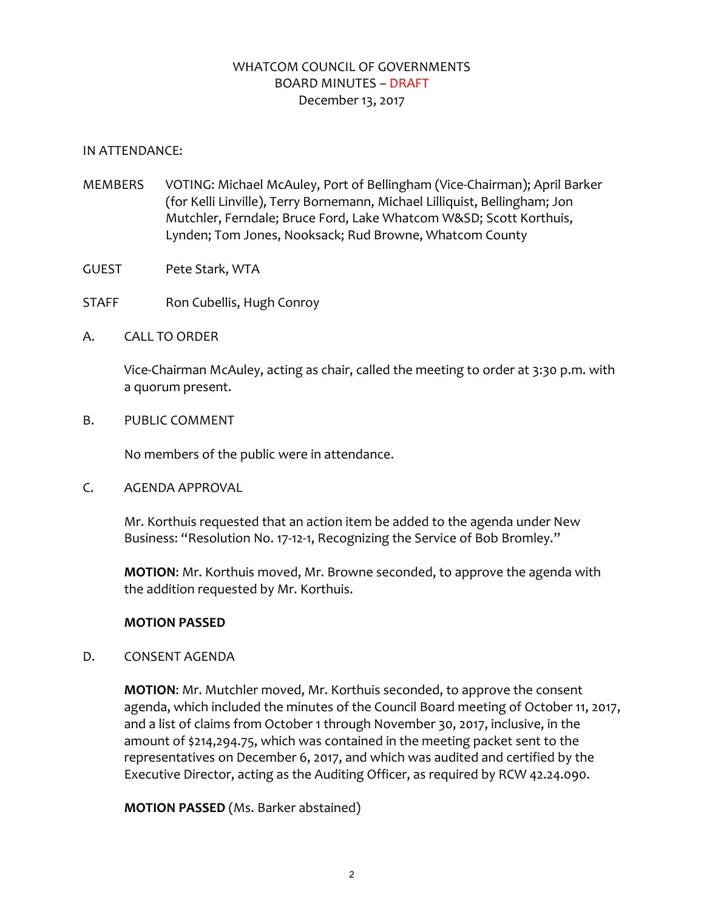WHATCOM COUNCIL OF GOVERNMENTS
BOARD MINUTES – DRAFT
December 13, 2017

IN ATTENDANCE:

MEMBERS VOTING: Michael McAuley, Port of Bellingham (Vice-Chairman); April Barker (for Kelli Linville), Terry Bornemann, Michael Lilliquist, Bellingham; Jon Mutchler, Ferndale; Bruce Ford, Lake Whatcom W&SD; Scott Korthuis, Lynden; Tom Jones, Nooksack; Rud Browne, Whatcom County

GUEST Pete Stark, WTA

STAFF Ron Cubellis, Hugh Conroy

A. CALL TO ORDER

Vice-Chairman McAuley, acting as chair, called the meeting to order at 3:30 p.m. with a quorum present.

B. PUBLIC COMMENT

No members of the public were in attendance.

C. AGENDA APPROVAL

Mr. Korthuis requested that an action item be added to the agenda under New Business: "Resolution No. 17-12-1, Recognizing the Service of Bob Bromley."

**MOTION**: Mr. Korthuis moved, Mr. Browne seconded, to approve the agenda with the addition requested by Mr. Korthuis.

**MOTION PASSED**

D. CONSENT AGENDA

**MOTION**: Mr. Mutchler moved, Mr. Korthuis seconded, to approve the consent agenda, which included the minutes of the Council Board meeting of October 11, 2017, and a list of claims from October 1 through November 30, 2017, inclusive, in the amount of $214,294.75, which was contained in the meeting packet sent to the representatives on December 6, 2017, and which was audited and certified by the Executive Director, acting as the Auditing Officer, as required by RCW 42.24.090.

**MOTION PASSED** (Ms. Barker abstained)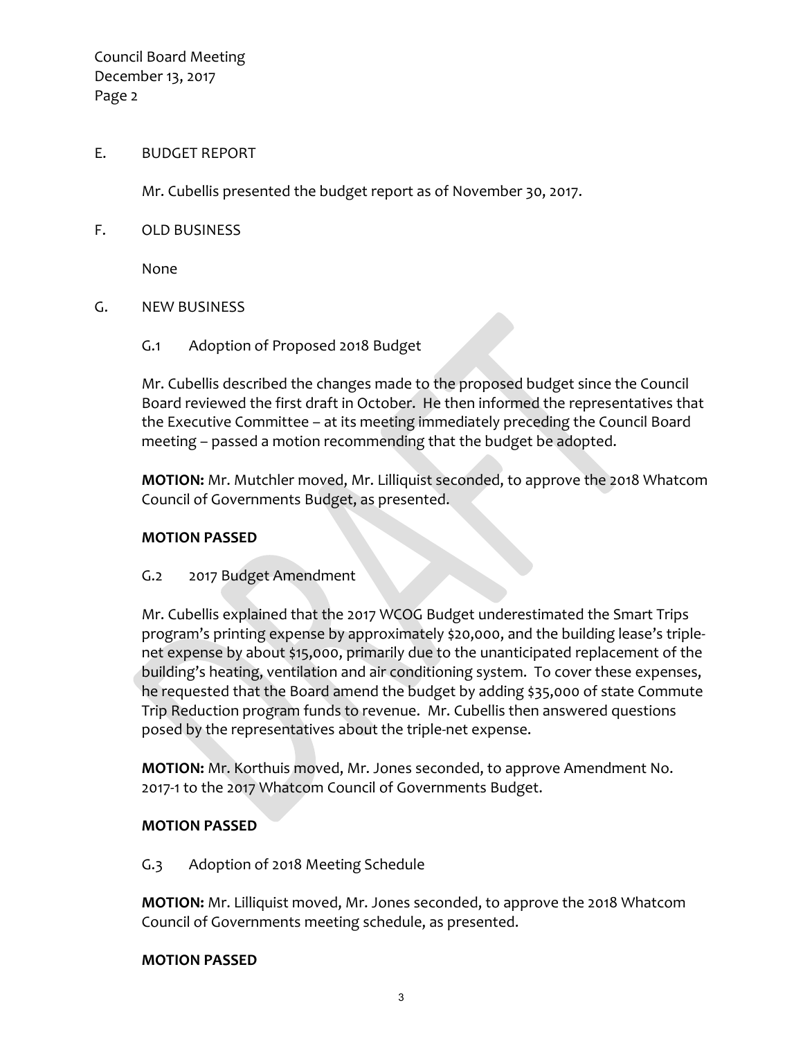E. BUDGET REPORT

Mr. Cubellis presented the budget report as of November 30, 2017.

F. OLD BUSINESS

None

G. NEW BUSINESS

G.1 Adoption of Proposed 2018 Budget

Mr. Cubellis described the changes made to the proposed budget since the Council Board reviewed the first draft in October. He then informed the representatives that the Executive Committee – at its meeting immediately preceding the Council Board meeting – passed a motion recommending that the budget be adopted.

**MOTION:** Mr. Mutchler moved, Mr. Lilliquist seconded, to approve the 2018 Whatcom Council of Governments Budget, as presented.

**MOTION PASSED**

G.2 2017 Budget Amendment

Mr. Cubellis explained that the 2017 WCOG Budget underestimated the Smart Trips program's printing expense by approximately $20,000, and the building lease's triple-net expense by about $15,000, primarily due to the unanticipated replacement of the building's heating, ventilation and air conditioning system. To cover these expenses, he requested that the Board amend the budget by adding $35,000 of state Commute Trip Reduction program funds to revenue. Mr. Cubellis then answered questions posed by the representatives about the triple-net expense.

**MOTION:** Mr. Korthuis moved, Mr. Jones seconded, to approve Amendment No. 2017-1 to the 2017 Whatcom Council of Governments Budget.

**MOTION PASSED**

G.3 Adoption of 2018 Meeting Schedule

**MOTION:** Mr. Lilliquist moved, Mr. Jones seconded, to approve the 2018 Whatcom Council of Governments meeting schedule, as presented.

**MOTION PASSED**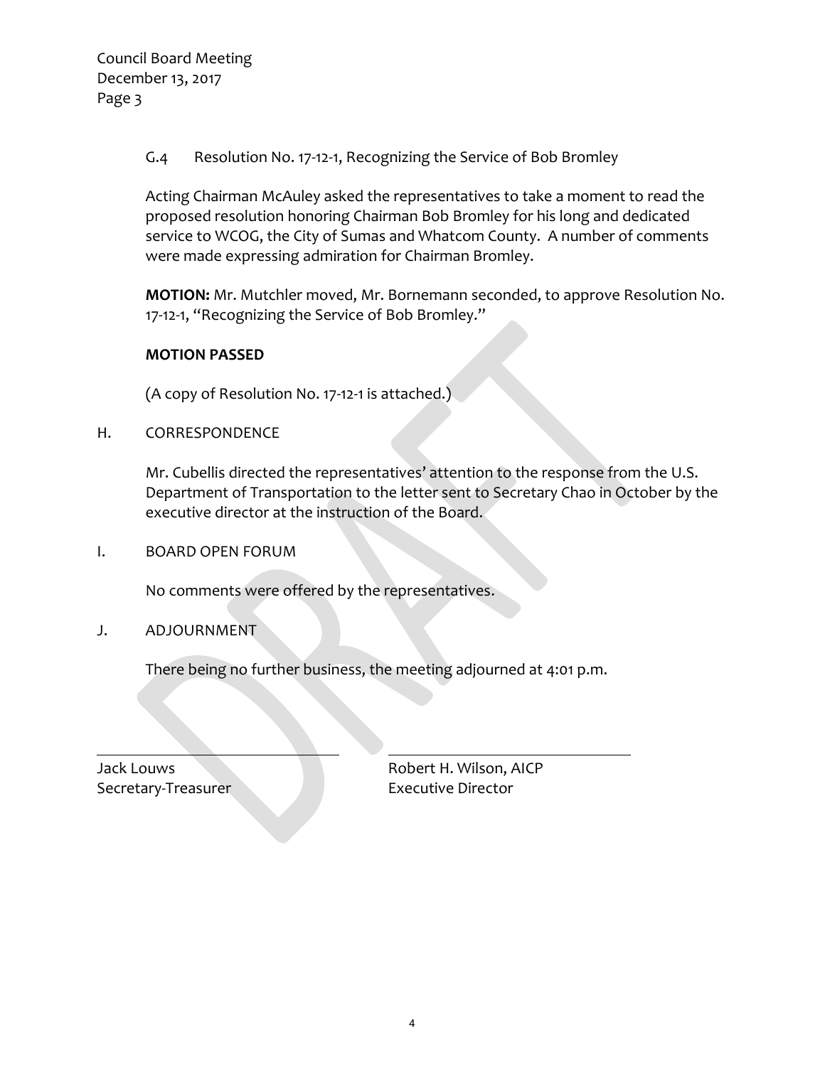G.4 Resolution No. 17-12-1, Recognizing the Service of Bob Bromley

Acting Chairman McAuley asked the representatives to take a moment to read the proposed resolution honoring Chairman Bob Bromley for his long and dedicated service to WCOG, the City of Sumas and Whatcom County. A number of comments were made expressing admiration for Chairman Bromley.

**MOTION:** Mr. Mutchler moved, Mr. Bornemann seconded, to approve Resolution No. 17-12-1, "Recognizing the Service of Bob Bromley."

**MOTION PASSED**

(A copy of Resolution No. 17-12-1 is attached.)

H. CORRESPONDENCE

Mr. Cubellis directed the representatives' attention to the response from the U.S. Department of Transportation to the letter sent to Secretary Chao in October by the executive director at the instruction of the Board.

I. BOARD OPEN FORUM

No comments were offered by the representatives.

J. ADJOURNMENT

There being no further business, the meeting adjourned at 4:01 p.m.

| | |
|---|---|
| Jack Louws | Robert H. Wilson, AICP |
| Secretary-Treasurer | Executive Director |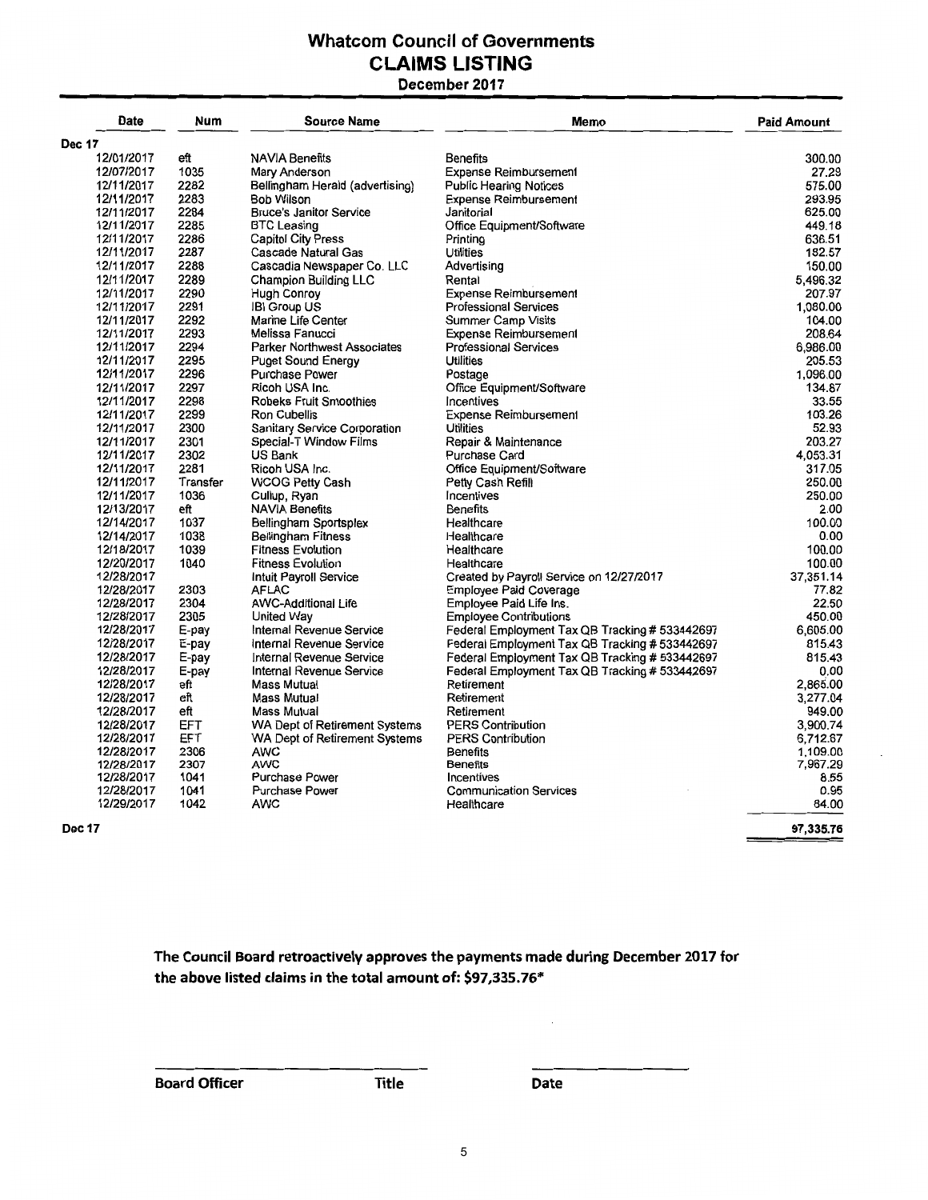# Whatcom Council of Governments
## CLAIMS LISTING
### December 2017

| Date | Num | Source Name | Memo | Paid Amount |
|---|---|---|---|---|
| Dec 17 | | | | |
| 12/01/2017 | eft | NAVIA Benefits | Benefits | 300.00 |
| 12/07/2017 | 1035 | Mary Anderson | Expense Reimbursement | 27.28 |
| 12/11/2017 | 2282 | Bellingham Herald (advertising) | Public Hearing Notices | 575.00 |
| 12/11/2017 | 2283 | Bob Wilson | Expense Reimbursement | 293.95 |
| 12/11/2017 | 2284 | Bruce's Janitor Service | Janitorial | 625.00 |
| 12/11/2017 | 2285 | BTC Leasing | Office Equipment/Software | 449.18 |
| 12/11/2017 | 2286 | Capitol City Press | Printing | 636.51 |
| 12/11/2017 | 2287 | Cascade Natural Gas | Utilities | 182.57 |
| 12/11/2017 | 2288 | Cascadia Newspaper Co. LLC | Advertising | 150.00 |
| 12/11/2017 | 2289 | Champion Building LLC | Rental | 5,496.32 |
| 12/11/2017 | 2290 | Hugh Conroy | Expense Reimbursement | 207.97 |
| 12/11/2017 | 2291 | IBI Group US | Professional Services | 1,080.00 |
| 12/11/2017 | 2292 | Marine Life Center | Summer Camp Visits | 104.00 |
| 12/11/2017 | 2293 | Melissa Fanucci | Expense Reimbursement | 208.64 |
| 12/11/2017 | 2294 | Parker Northwest Associates | Professional Services | 6,986.00 |
| 12/11/2017 | 2295 | Puget Sound Energy | Utilities | 205.53 |
| 12/11/2017 | 2296 | Purchase Power | Postage | 1,096.00 |
| 12/11/2017 | 2297 | Ricoh USA Inc. | Office Equipment/Software | 134.67 |
| 12/11/2017 | 2298 | Robeks Fruit Smoothies | Incentives | 33.55 |
| 12/11/2017 | 2299 | Ron Cubellis | Expense Reimbursement | 103.26 |
| 12/11/2017 | 2300 | Sanitary Service Corporation | Utilities | 52.93 |
| 12/11/2017 | 2301 | Special-T Window Films | Repair & Maintenance | 203.27 |
| 12/11/2017 | 2302 | US Bank | Purchase Card | 4,053.31 |
| 12/11/2017 | 2281 | Ricoh USA Inc. | Office Equipment/Software | 317.05 |
| 12/11/2017 | Transfer | WCOG Petty Cash | Petty Cash Refill | 250.00 |
| 12/11/2017 | 1036 | Cullup, Ryan | Incentives | 250.00 |
| 12/13/2017 | eft | NAVIA Benefits | Benefits | 2.00 |
| 12/14/2017 | 1037 | Bellingham Sportsplex | Healthcare | 100.00 |
| 12/14/2017 | 1038 | Bellingham Fitness | Healthcare | 0.00 |
| 12/18/2017 | 1039 | Fitness Evolution | Healthcare | 100.00 |
| 12/20/2017 | 1040 | Fitness Evolution | Healthcare | 100.00 |
| 12/28/2017 | | Intuit Payroll Service | Created by Payroll Service on 12/27/2017 | 37,351.14 |
| 12/28/2017 | 2303 | AFLAC | Employee Paid Coverage | 77.82 |
| 12/28/2017 | 2304 | AWC-Additional Life | Employee Paid Life Ins. | 22.50 |
| 12/28/2017 | 2305 | United Way | Employee Contributions | 450.00 |
| 12/28/2017 | E-pay | Internal Revenue Service | Federal Employment Tax QB Tracking # 533442697 | 6,605.00 |
| 12/28/2017 | E-pay | Internal Revenue Service | Federal Employment Tax QB Tracking # 533442697 | 815.43 |
| 12/28/2017 | E-pay | Internal Revenue Service | Federal Employment Tax QB Tracking # 533442697 | 815.43 |
| 12/28/2017 | E-pay | Internal Revenue Service | Federal Employment Tax QB Tracking # 533442697 | 0.00 |
| 12/28/2017 | eft | Mass Mutual | Retirement | 2,865.00 |
| 12/28/2017 | eft | Mass Mutual | Retirement | 3,277.04 |
| 12/28/2017 | eft | Mass Mutual | Retirement | 949.00 |
| 12/28/2017 | EFT | WA Dept of Retirement Systems | PERS Contribution | 3,900.74 |
| 12/28/2017 | EFT | WA Dept of Retirement Systems | PERS Contribution | 6,712.67 |
| 12/28/2017 | 2306 | AWC | Benefits | 1,109.00 |
| 12/28/2017 | 2307 | AWC | Benefits | 7,967.29 |
| 12/28/2017 | 1041 | Purchase Power | Incentives | 8.55 |
| 12/28/2017 | 1041 | Purchase Power | Communication Services | 0.95 |
| 12/29/2017 | 1042 | AWC | Healthcare | 84.00 |
| Dec 17 | | | | 97,335.76 |

**The Council Board retroactively approves the payments made during December 2017 for the above listed claims in the total amount of: $97,335.76***

**Board Officer** **Title** **Date**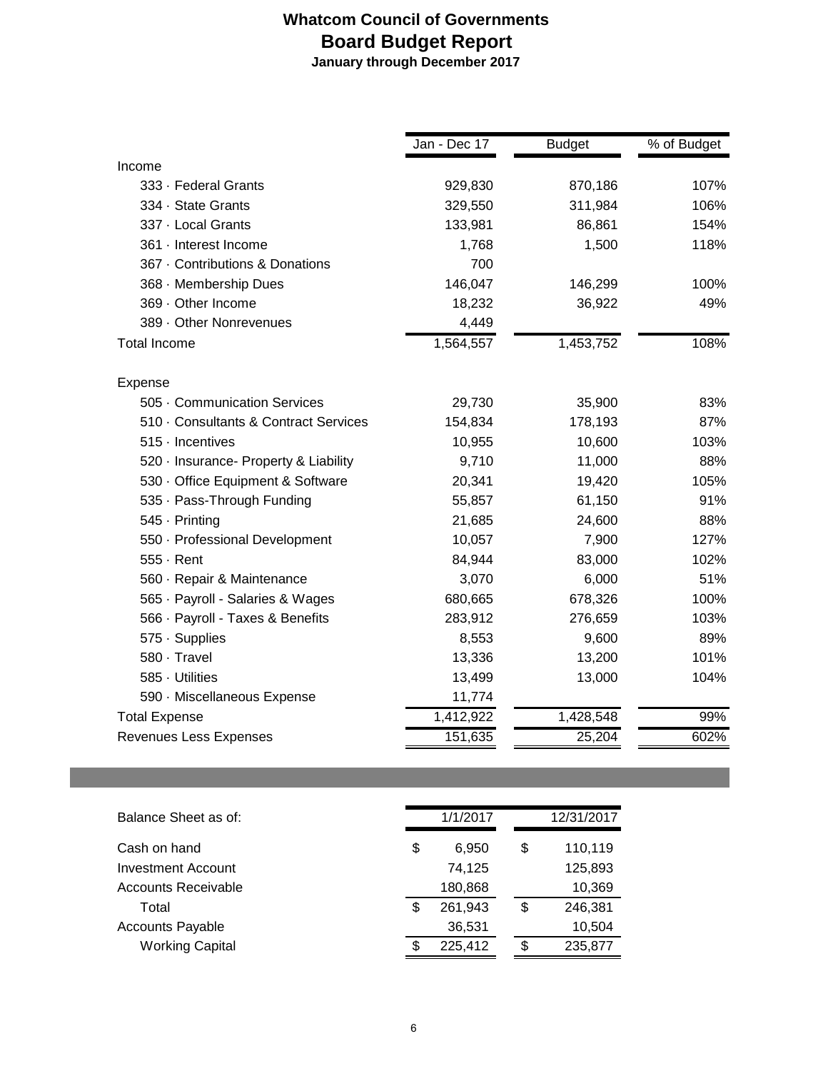# Whatcom Council of Governments

## Board Budget Report

**January through December 2017**

| | Jan - Dec 17 | Budget | % of Budget |
|---|---|---|---|
| Income | | | |
| 333 · Federal Grants | 929,830 | 870,186 | 107% |
| 334 · State Grants | 329,550 | 311,984 | 106% |
| 337 · Local Grants | 133,981 | 86,861 | 154% |
| 361 · Interest Income | 1,768 | 1,500 | 118% |
| 367 · Contributions & Donations | 700 | | |
| 368 · Membership Dues | 146,047 | 146,299 | 100% |
| 369 · Other Income | 18,232 | 36,922 | 49% |
| 389 · Other Nonrevenues | 4,449 | | |
| Total Income | 1,564,557 | 1,453,752 | 108% |
| Expense | | | |
| 505 · Communication Services | 29,730 | 35,900 | 83% |
| 510 · Consultants & Contract Services | 154,834 | 178,193 | 87% |
| 515 · Incentives | 10,955 | 10,600 | 103% |
| 520 · Insurance- Property & Liability | 9,710 | 11,000 | 88% |
| 530 · Office Equipment & Software | 20,341 | 19,420 | 105% |
| 535 · Pass-Through Funding | 55,857 | 61,150 | 91% |
| 545 · Printing | 21,685 | 24,600 | 88% |
| 550 · Professional Development | 10,057 | 7,900 | 127% |
| 555 · Rent | 84,944 | 83,000 | 102% |
| 560 · Repair & Maintenance | 3,070 | 6,000 | 51% |
| 565 · Payroll - Salaries & Wages | 680,665 | 678,326 | 100% |
| 566 · Payroll - Taxes & Benefits | 283,912 | 276,659 | 103% |
| 575 · Supplies | 8,553 | 9,600 | 89% |
| 580 · Travel | 13,336 | 13,200 | 101% |
| 585 · Utilities | 13,499 | 13,000 | 104% |
| 590 · Miscellaneous Expense | 11,774 | | |
| Total Expense | 1,412,922 | 1,428,548 | 99% |
| Revenues Less Expenses | 151,635 | 25,204 | 602% |

| Balance Sheet as of: | 1/1/2017 | 12/31/2017 |
|---|---|---|
| Cash on hand | $ 6,950 | $ 110,119 |
| Investment Account | 74,125 | 125,893 |
| Accounts Receivable | 180,868 | 10,369 |
| Total | $ 261,943 | $ 246,381 |
| Accounts Payable | 36,531 | 10,504 |
| Working Capital | $ 225,412 | $ 235,877 |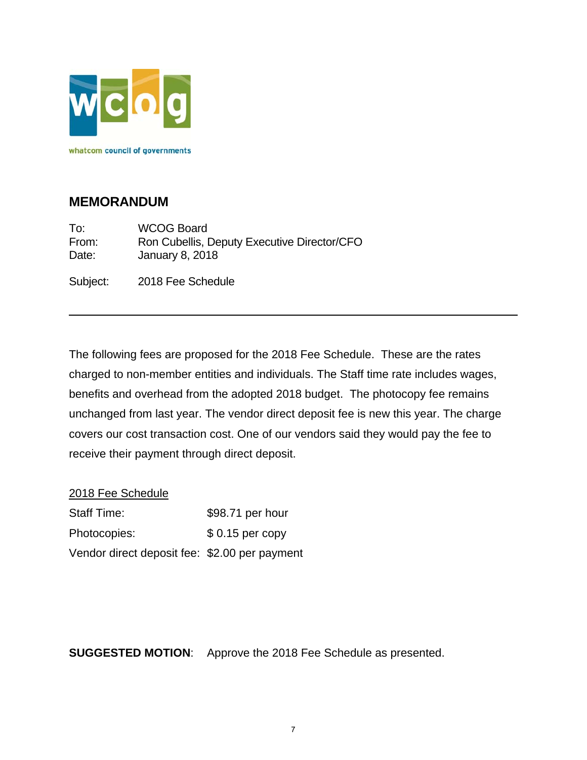whatcom council of governments

## MEMORANDUM

To: WCOG Board
From: Ron Cubellis, Deputy Executive Director/CFO
Date: January 8, 2018

Subject: 2018 Fee Schedule

---

The following fees are proposed for the 2018 Fee Schedule. These are the rates charged to non-member entities and individuals. The Staff time rate includes wages, benefits and overhead from the adopted 2018 budget. The photocopy fee remains unchanged from last year. The vendor direct deposit fee is new this year. The charge covers our cost transaction cost. One of our vendors said they would pay the fee to receive their payment through direct deposit.

<u>2018 Fee Schedule</u>

Staff Time: $98.71 per hour
Photocopies: $ 0.15 per copy
Vendor direct deposit fee: $2.00 per payment

**SUGGESTED MOTION**: Approve the 2018 Fee Schedule as presented.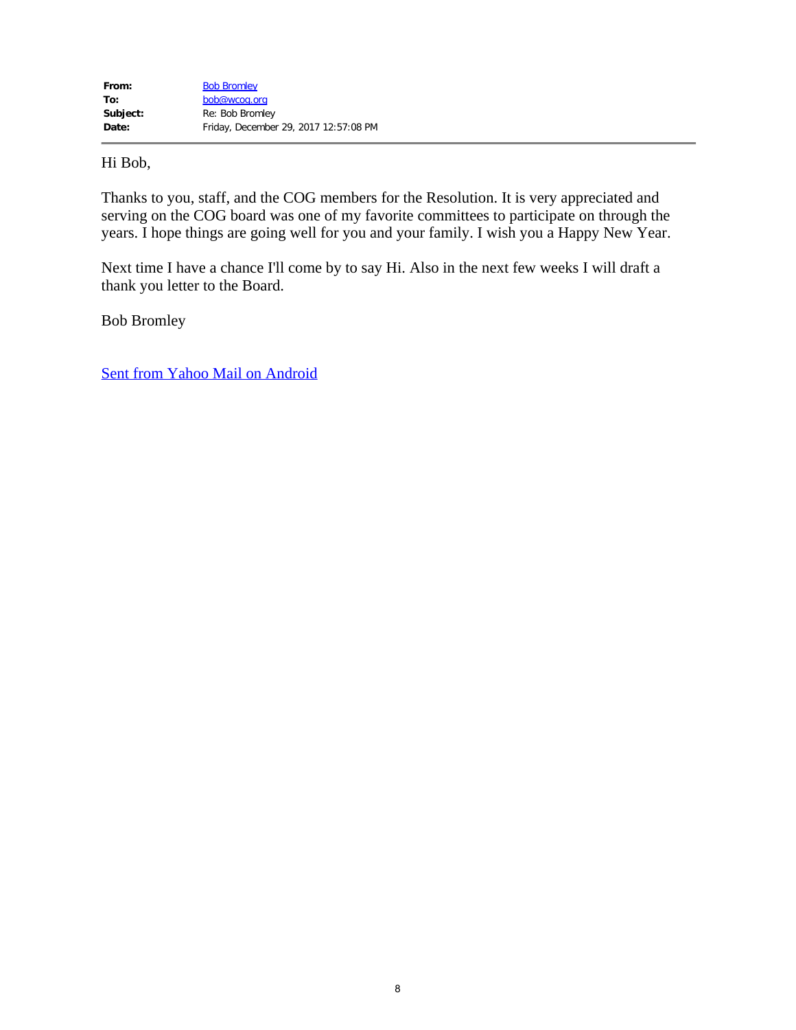| | |
|---|---|
| **From:** | Bob Bromley |
| **To:** | bob@wcog.org |
| **Subject:** | Re: Bob Bromley |
| **Date:** | Friday, December 29, 2017 12:57:08 PM |

Hi Bob,

Thanks to you, staff, and the COG members for the Resolution. It is very appreciated and serving on the COG board was one of my favorite committees to participate on through the years. I hope things are going well for you and your family. I wish you a Happy New Year.

Next time I have a chance I'll come by to say Hi. Also in the next few weeks I will draft a thank you letter to the Board.

Bob Bromley

Sent from Yahoo Mail on Android